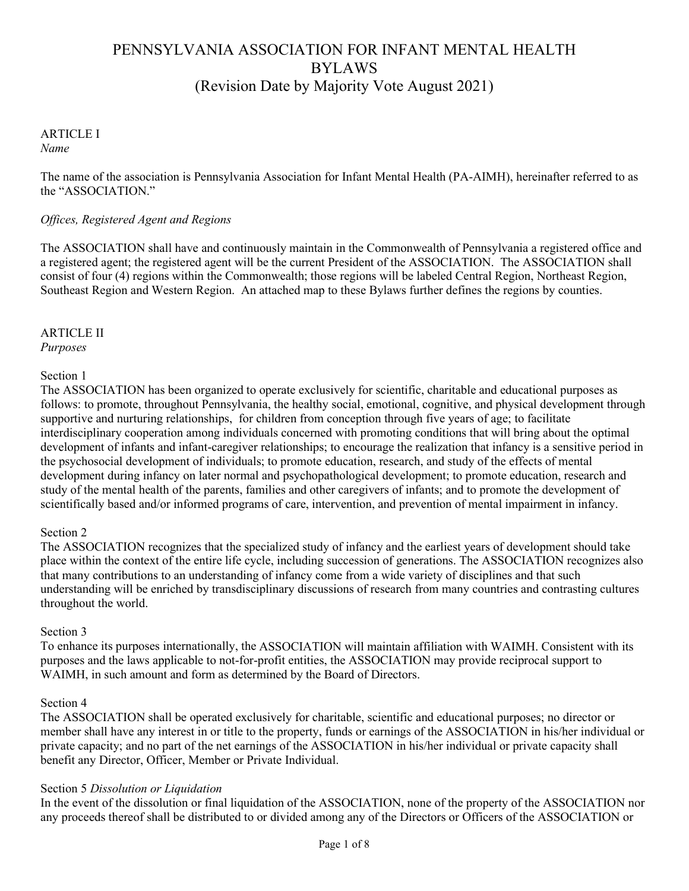# PENNSYLVANIA ASSOCIATION FOR INFANT MENTAL HEALTH BYLAWS
## (Revision Date by Majority Vote August 2021)

ARTICLE I
*Name*

The name of the association is Pennsylvania Association for Infant Mental Health (PA-AIMH), hereinafter referred to as the "ASSOCIATION."

*Offices, Registered Agent and Regions*

The ASSOCIATION shall have and continuously maintain in the Commonwealth of Pennsylvania a registered office and a registered agent; the registered agent will be the current President of the ASSOCIATION. The ASSOCIATION shall consist of four (4) regions within the Commonwealth; those regions will be labeled Central Region, Northeast Region, Southeast Region and Western Region. An attached map to these Bylaws further defines the regions by counties.

ARTICLE II
*Purposes*

Section 1
The ASSOCIATION has been organized to operate exclusively for scientific, charitable and educational purposes as follows: to promote, throughout Pennsylvania, the healthy social, emotional, cognitive, and physical development through supportive and nurturing relationships, for children from conception through five years of age; to facilitate interdisciplinary cooperation among individuals concerned with promoting conditions that will bring about the optimal development of infants and infant-caregiver relationships; to encourage the realization that infancy is a sensitive period in the psychosocial development of individuals; to promote education, research, and study of the effects of mental development during infancy on later normal and psychopathological development; to promote education, research and study of the mental health of the parents, families and other caregivers of infants; and to promote the development of scientifically based and/or informed programs of care, intervention, and prevention of mental impairment in infancy.

Section 2
The ASSOCIATION recognizes that the specialized study of infancy and the earliest years of development should take place within the context of the entire life cycle, including succession of generations. The ASSOCIATION recognizes also that many contributions to an understanding of infancy come from a wide variety of disciplines and that such understanding will be enriched by transdisciplinary discussions of research from many countries and contrasting cultures throughout the world.

Section 3
To enhance its purposes internationally, the ASSOCIATION will maintain affiliation with WAIMH. Consistent with its purposes and the laws applicable to not-for-profit entities, the ASSOCIATION may provide reciprocal support to WAIMH, in such amount and form as determined by the Board of Directors.

Section 4
The ASSOCIATION shall be operated exclusively for charitable, scientific and educational purposes; no director or member shall have any interest in or title to the property, funds or earnings of the ASSOCIATION in his/her individual or private capacity; and no part of the net earnings of the ASSOCIATION in his/her individual or private capacity shall benefit any Director, Officer, Member or Private Individual.

Section 5 *Dissolution or Liquidation*
In the event of the dissolution or final liquidation of the ASSOCIATION, none of the property of the ASSOCIATION nor any proceeds thereof shall be distributed to or divided among any of the Directors or Officers of the ASSOCIATION or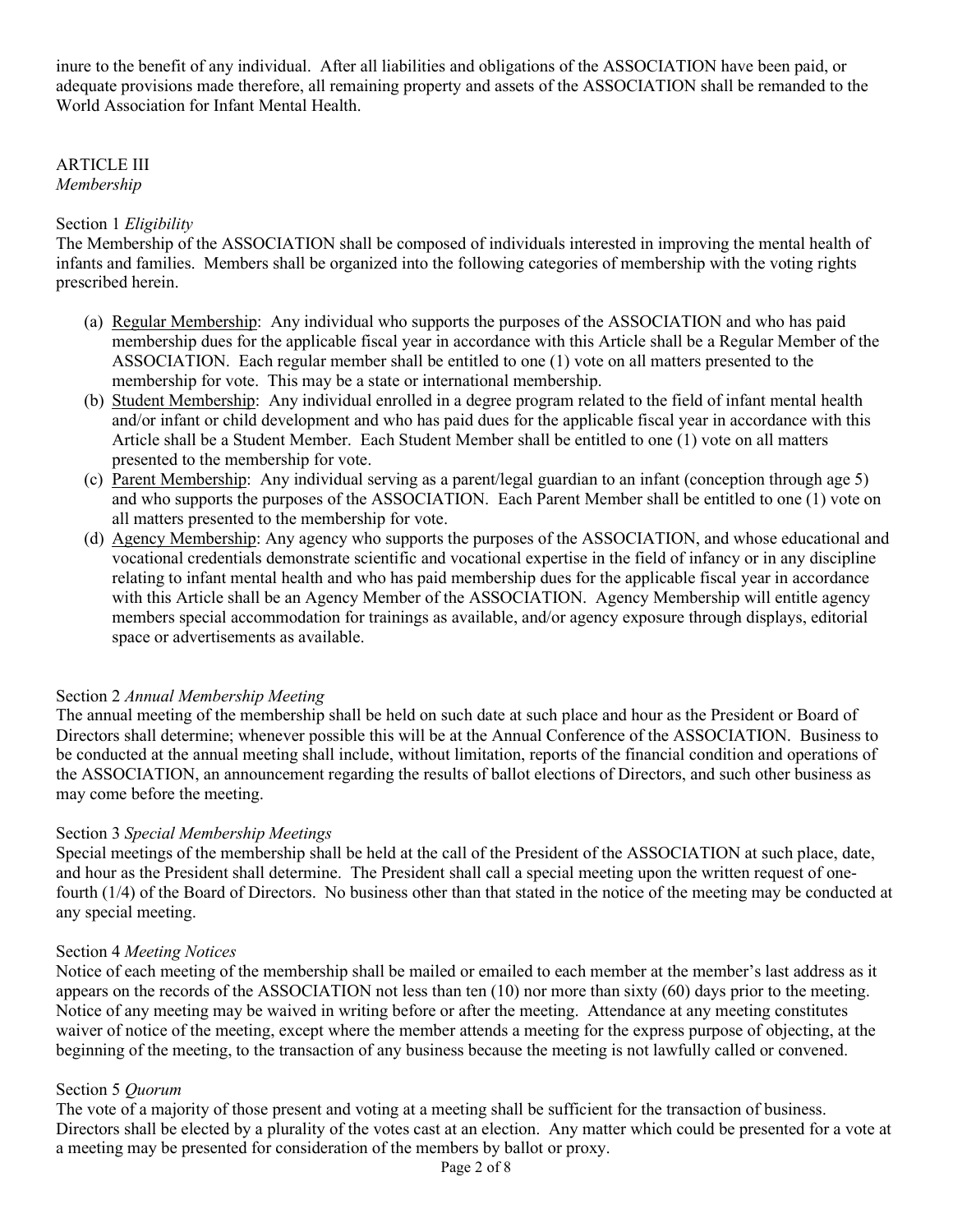inure to the benefit of any individual. After all liabilities and obligations of the ASSOCIATION have been paid, or adequate provisions made therefore, all remaining property and assets of the ASSOCIATION shall be remanded to the World Association for Infant Mental Health.

## ARTICLE III
*Membership*

### Section 1 *Eligibility*

The Membership of the ASSOCIATION shall be composed of individuals interested in improving the mental health of infants and families. Members shall be organized into the following categories of membership with the voting rights prescribed herein.

(a) Regular Membership: Any individual who supports the purposes of the ASSOCIATION and who has paid membership dues for the applicable fiscal year in accordance with this Article shall be a Regular Member of the ASSOCIATION. Each regular member shall be entitled to one (1) vote on all matters presented to the membership for vote. This may be a state or international membership.

(b) Student Membership: Any individual enrolled in a degree program related to the field of infant mental health and/or infant or child development and who has paid dues for the applicable fiscal year in accordance with this Article shall be a Student Member. Each Student Member shall be entitled to one (1) vote on all matters presented to the membership for vote.

(c) Parent Membership: Any individual serving as a parent/legal guardian to an infant (conception through age 5) and who supports the purposes of the ASSOCIATION. Each Parent Member shall be entitled to one (1) vote on all matters presented to the membership for vote.

(d) Agency Membership: Any agency who supports the purposes of the ASSOCIATION, and whose educational and vocational credentials demonstrate scientific and vocational expertise in the field of infancy or in any discipline relating to infant mental health and who has paid membership dues for the applicable fiscal year in accordance with this Article shall be an Agency Member of the ASSOCIATION. Agency Membership will entitle agency members special accommodation for trainings as available, and/or agency exposure through displays, editorial space or advertisements as available.

### Section 2 *Annual Membership Meeting*

The annual meeting of the membership shall be held on such date at such place and hour as the President or Board of Directors shall determine; whenever possible this will be at the Annual Conference of the ASSOCIATION. Business to be conducted at the annual meeting shall include, without limitation, reports of the financial condition and operations of the ASSOCIATION, an announcement regarding the results of ballot elections of Directors, and such other business as may come before the meeting.

### Section 3 *Special Membership Meetings*

Special meetings of the membership shall be held at the call of the President of the ASSOCIATION at such place, date, and hour as the President shall determine. The President shall call a special meeting upon the written request of one-fourth (1/4) of the Board of Directors. No business other than that stated in the notice of the meeting may be conducted at any special meeting.

### Section 4 *Meeting Notices*

Notice of each meeting of the membership shall be mailed or emailed to each member at the member's last address as it appears on the records of the ASSOCIATION not less than ten (10) nor more than sixty (60) days prior to the meeting. Notice of any meeting may be waived in writing before or after the meeting. Attendance at any meeting constitutes waiver of notice of the meeting, except where the member attends a meeting for the express purpose of objecting, at the beginning of the meeting, to the transaction of any business because the meeting is not lawfully called or convened.

### Section 5 *Quorum*

The vote of a majority of those present and voting at a meeting shall be sufficient for the transaction of business. Directors shall be elected by a plurality of the votes cast at an election. Any matter which could be presented for a vote at a meeting may be presented for consideration of the members by ballot or proxy.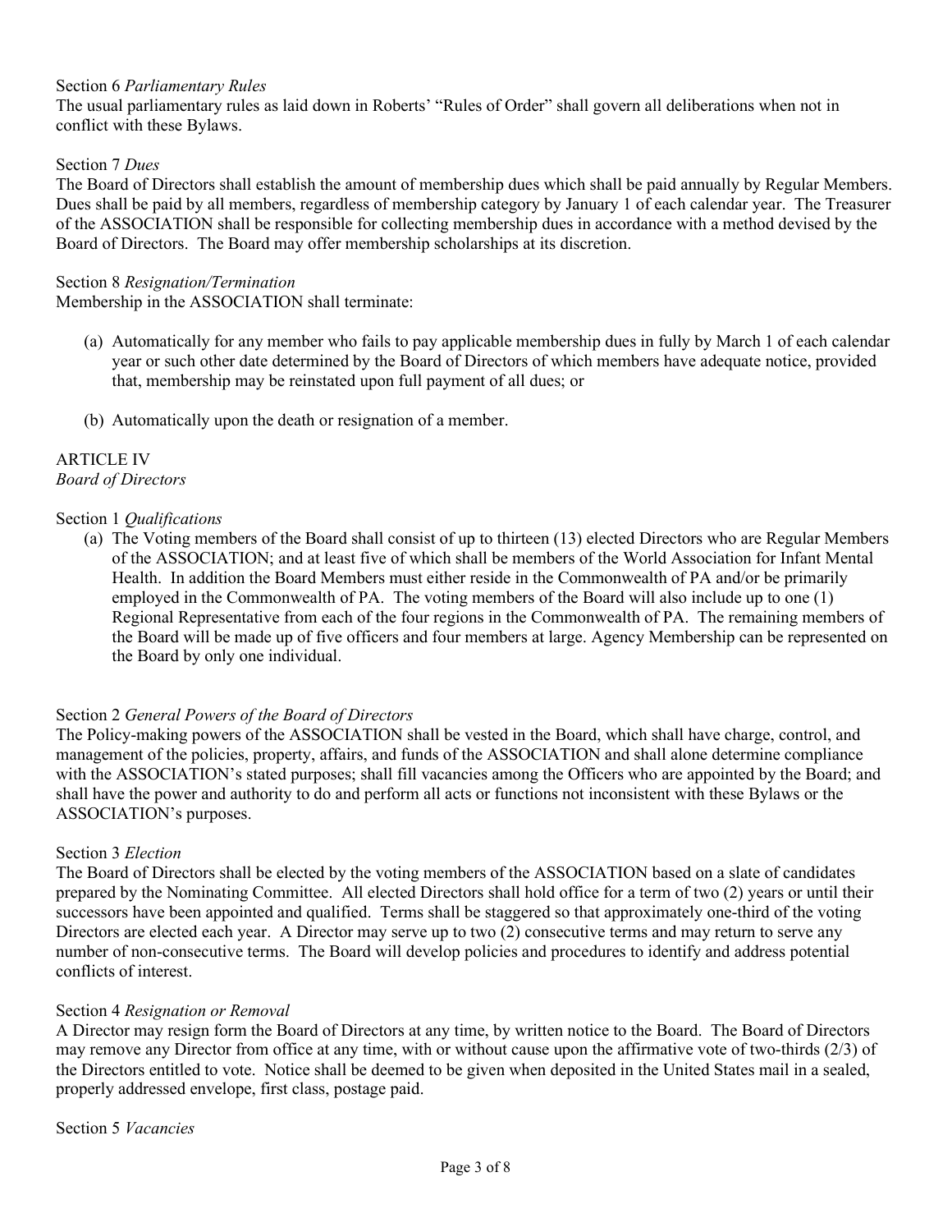Section 6 *Parliamentary Rules*

The usual parliamentary rules as laid down in Roberts' "Rules of Order" shall govern all deliberations when not in conflict with these Bylaws.

Section 7 *Dues*

The Board of Directors shall establish the amount of membership dues which shall be paid annually by Regular Members. Dues shall be paid by all members, regardless of membership category by January 1 of each calendar year. The Treasurer of the ASSOCIATION shall be responsible for collecting membership dues in accordance with a method devised by the Board of Directors. The Board may offer membership scholarships at its discretion.

Section 8 *Resignation/Termination*

Membership in the ASSOCIATION shall terminate:

(a) Automatically for any member who fails to pay applicable membership dues in fully by March 1 of each calendar year or such other date determined by the Board of Directors of which members have adequate notice, provided that, membership may be reinstated upon full payment of all dues; or

(b) Automatically upon the death or resignation of a member.

ARTICLE IV
*Board of Directors*

Section 1 *Qualifications*

(a) The Voting members of the Board shall consist of up to thirteen (13) elected Directors who are Regular Members of the ASSOCIATION; and at least five of which shall be members of the World Association for Infant Mental Health. In addition the Board Members must either reside in the Commonwealth of PA and/or be primarily employed in the Commonwealth of PA. The voting members of the Board will also include up to one (1) Regional Representative from each of the four regions in the Commonwealth of PA. The remaining members of the Board will be made up of five officers and four members at large. Agency Membership can be represented on the Board by only one individual.

Section 2 *General Powers of the Board of Directors*

The Policy-making powers of the ASSOCIATION shall be vested in the Board, which shall have charge, control, and management of the policies, property, affairs, and funds of the ASSOCIATION and shall alone determine compliance with the ASSOCIATION's stated purposes; shall fill vacancies among the Officers who are appointed by the Board; and shall have the power and authority to do and perform all acts or functions not inconsistent with these Bylaws or the ASSOCIATION's purposes.

Section 3 *Election*

The Board of Directors shall be elected by the voting members of the ASSOCIATION based on a slate of candidates prepared by the Nominating Committee. All elected Directors shall hold office for a term of two (2) years or until their successors have been appointed and qualified. Terms shall be staggered so that approximately one-third of the voting Directors are elected each year. A Director may serve up to two (2) consecutive terms and may return to serve any number of non-consecutive terms. The Board will develop policies and procedures to identify and address potential conflicts of interest.

Section 4 *Resignation or Removal*

A Director may resign form the Board of Directors at any time, by written notice to the Board. The Board of Directors may remove any Director from office at any time, with or without cause upon the affirmative vote of two-thirds (2/3) of the Directors entitled to vote. Notice shall be deemed to be given when deposited in the United States mail in a sealed, properly addressed envelope, first class, postage paid.

Section 5 *Vacancies*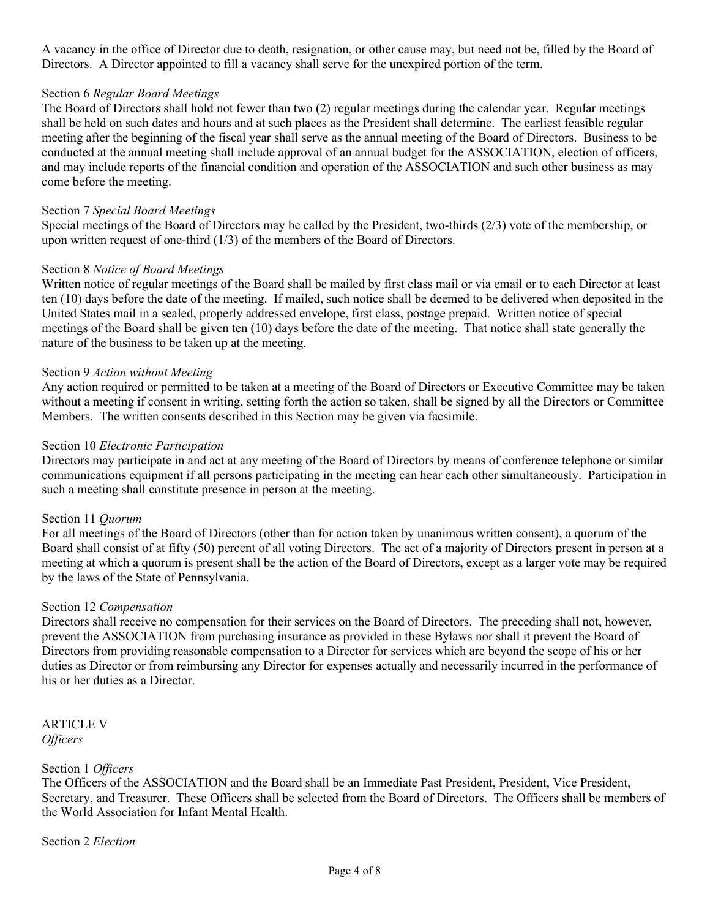A vacancy in the office of Director due to death, resignation, or other cause may, but need not be, filled by the Board of Directors. A Director appointed to fill a vacancy shall serve for the unexpired portion of the term.

Section 6 *Regular Board Meetings*
The Board of Directors shall hold not fewer than two (2) regular meetings during the calendar year. Regular meetings shall be held on such dates and hours and at such places as the President shall determine. The earliest feasible regular meeting after the beginning of the fiscal year shall serve as the annual meeting of the Board of Directors. Business to be conducted at the annual meeting shall include approval of an annual budget for the ASSOCIATION, election of officers, and may include reports of the financial condition and operation of the ASSOCIATION and such other business as may come before the meeting.

Section 7 *Special Board Meetings*
Special meetings of the Board of Directors may be called by the President, two-thirds (2/3) vote of the membership, or upon written request of one-third (1/3) of the members of the Board of Directors.

Section 8 *Notice of Board Meetings*
Written notice of regular meetings of the Board shall be mailed by first class mail or via email or to each Director at least ten (10) days before the date of the meeting. If mailed, such notice shall be deemed to be delivered when deposited in the United States mail in a sealed, properly addressed envelope, first class, postage prepaid. Written notice of special meetings of the Board shall be given ten (10) days before the date of the meeting. That notice shall state generally the nature of the business to be taken up at the meeting.

Section 9 *Action without Meeting*
Any action required or permitted to be taken at a meeting of the Board of Directors or Executive Committee may be taken without a meeting if consent in writing, setting forth the action so taken, shall be signed by all the Directors or Committee Members. The written consents described in this Section may be given via facsimile.

Section 10 *Electronic Participation*
Directors may participate in and act at any meeting of the Board of Directors by means of conference telephone or similar communications equipment if all persons participating in the meeting can hear each other simultaneously. Participation in such a meeting shall constitute presence in person at the meeting.

Section 11 *Quorum*
For all meetings of the Board of Directors (other than for action taken by unanimous written consent), a quorum of the Board shall consist of at fifty (50) percent of all voting Directors. The act of a majority of Directors present in person at a meeting at which a quorum is present shall be the action of the Board of Directors, except as a larger vote may be required by the laws of the State of Pennsylvania.

Section 12 *Compensation*
Directors shall receive no compensation for their services on the Board of Directors. The preceding shall not, however, prevent the ASSOCIATION from purchasing insurance as provided in these Bylaws nor shall it prevent the Board of Directors from providing reasonable compensation to a Director for services which are beyond the scope of his or her duties as Director or from reimbursing any Director for expenses actually and necessarily incurred in the performance of his or her duties as a Director.

## ARTICLE V
*Officers*

Section 1 *Officers*
The Officers of the ASSOCIATION and the Board shall be an Immediate Past President, President, Vice President, Secretary, and Treasurer. These Officers shall be selected from the Board of Directors. The Officers shall be members of the World Association for Infant Mental Health.

Section 2 *Election*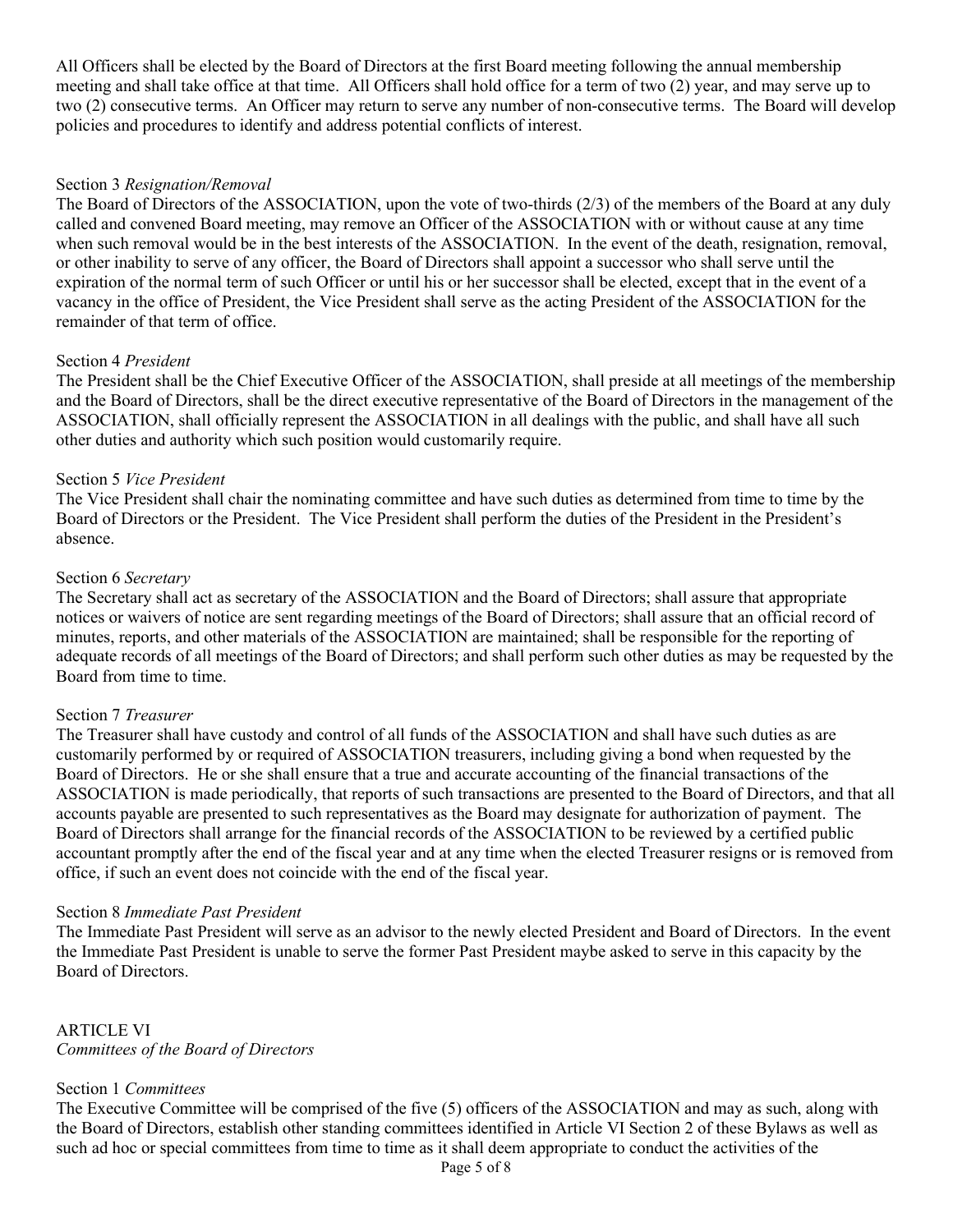All Officers shall be elected by the Board of Directors at the first Board meeting following the annual membership meeting and shall take office at that time. All Officers shall hold office for a term of two (2) year, and may serve up to two (2) consecutive terms. An Officer may return to serve any number of non-consecutive terms. The Board will develop policies and procedures to identify and address potential conflicts of interest.

Section 3 *Resignation/Removal*
The Board of Directors of the ASSOCIATION, upon the vote of two-thirds (2/3) of the members of the Board at any duly called and convened Board meeting, may remove an Officer of the ASSOCIATION with or without cause at any time when such removal would be in the best interests of the ASSOCIATION. In the event of the death, resignation, removal, or other inability to serve of any officer, the Board of Directors shall appoint a successor who shall serve until the expiration of the normal term of such Officer or until his or her successor shall be elected, except that in the event of a vacancy in the office of President, the Vice President shall serve as the acting President of the ASSOCIATION for the remainder of that term of office.

Section 4 *President*
The President shall be the Chief Executive Officer of the ASSOCIATION, shall preside at all meetings of the membership and the Board of Directors, shall be the direct executive representative of the Board of Directors in the management of the ASSOCIATION, shall officially represent the ASSOCIATION in all dealings with the public, and shall have all such other duties and authority which such position would customarily require.

Section 5 *Vice President*
The Vice President shall chair the nominating committee and have such duties as determined from time to time by the Board of Directors or the President. The Vice President shall perform the duties of the President in the President's absence.

Section 6 *Secretary*
The Secretary shall act as secretary of the ASSOCIATION and the Board of Directors; shall assure that appropriate notices or waivers of notice are sent regarding meetings of the Board of Directors; shall assure that an official record of minutes, reports, and other materials of the ASSOCIATION are maintained; shall be responsible for the reporting of adequate records of all meetings of the Board of Directors; and shall perform such other duties as may be requested by the Board from time to time.

Section 7 *Treasurer*
The Treasurer shall have custody and control of all funds of the ASSOCIATION and shall have such duties as are customarily performed by or required of ASSOCIATION treasurers, including giving a bond when requested by the Board of Directors. He or she shall ensure that a true and accurate accounting of the financial transactions of the ASSOCIATION is made periodically, that reports of such transactions are presented to the Board of Directors, and that all accounts payable are presented to such representatives as the Board may designate for authorization of payment. The Board of Directors shall arrange for the financial records of the ASSOCIATION to be reviewed by a certified public accountant promptly after the end of the fiscal year and at any time when the elected Treasurer resigns or is removed from office, if such an event does not coincide with the end of the fiscal year.

Section 8 *Immediate Past President*
The Immediate Past President will serve as an advisor to the newly elected President and Board of Directors. In the event the Immediate Past President is unable to serve the former Past President maybe asked to serve in this capacity by the Board of Directors.

## ARTICLE VI
*Committees of the Board of Directors*

Section 1 *Committees*
The Executive Committee will be comprised of the five (5) officers of the ASSOCIATION and may as such, along with the Board of Directors, establish other standing committees identified in Article VI Section 2 of these Bylaws as well as such ad hoc or special committees from time to time as it shall deem appropriate to conduct the activities of the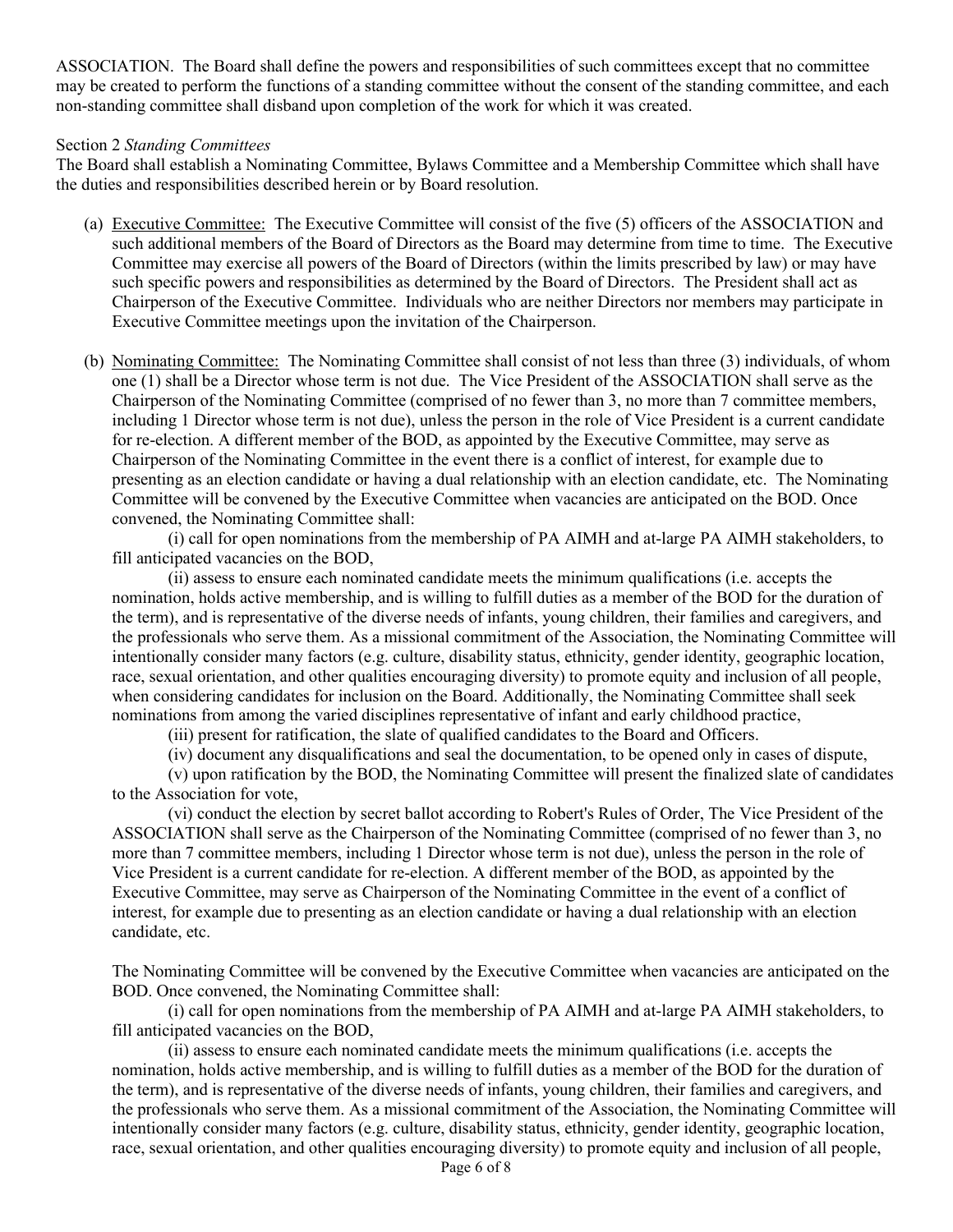ASSOCIATION. The Board shall define the powers and responsibilities of such committees except that no committee may be created to perform the functions of a standing committee without the consent of the standing committee, and each non-standing committee shall disband upon completion of the work for which it was created.

Section 2 *Standing Committees*

The Board shall establish a Nominating Committee, Bylaws Committee and a Membership Committee which shall have the duties and responsibilities described herein or by Board resolution.

(a) Executive Committee: The Executive Committee will consist of the five (5) officers of the ASSOCIATION and such additional members of the Board of Directors as the Board may determine from time to time. The Executive Committee may exercise all powers of the Board of Directors (within the limits prescribed by law) or may have such specific powers and responsibilities as determined by the Board of Directors. The President shall act as Chairperson of the Executive Committee. Individuals who are neither Directors nor members may participate in Executive Committee meetings upon the invitation of the Chairperson.

(b) Nominating Committee: The Nominating Committee shall consist of not less than three (3) individuals, of whom one (1) shall be a Director whose term is not due. The Vice President of the ASSOCIATION shall serve as the Chairperson of the Nominating Committee (comprised of no fewer than 3, no more than 7 committee members, including 1 Director whose term is not due), unless the person in the role of Vice President is a current candidate for re-election. A different member of the BOD, as appointed by the Executive Committee, may serve as Chairperson of the Nominating Committee in the event there is a conflict of interest, for example due to presenting as an election candidate or having a dual relationship with an election candidate, etc. The Nominating Committee will be convened by the Executive Committee when vacancies are anticipated on the BOD. Once convened, the Nominating Committee shall:

(i) call for open nominations from the membership of PA AIMH and at-large PA AIMH stakeholders, to fill anticipated vacancies on the BOD,

(ii) assess to ensure each nominated candidate meets the minimum qualifications (i.e. accepts the nomination, holds active membership, and is willing to fulfill duties as a member of the BOD for the duration of the term), and is representative of the diverse needs of infants, young children, their families and caregivers, and the professionals who serve them. As a missional commitment of the Association, the Nominating Committee will intentionally consider many factors (e.g. culture, disability status, ethnicity, gender identity, geographic location, race, sexual orientation, and other qualities encouraging diversity) to promote equity and inclusion of all people, when considering candidates for inclusion on the Board. Additionally, the Nominating Committee shall seek nominations from among the varied disciplines representative of infant and early childhood practice,

(iii) present for ratification, the slate of qualified candidates to the Board and Officers.

(iv) document any disqualifications and seal the documentation, to be opened only in cases of dispute,

(v) upon ratification by the BOD, the Nominating Committee will present the finalized slate of candidates to the Association for vote,

(vi) conduct the election by secret ballot according to Robert's Rules of Order, The Vice President of the ASSOCIATION shall serve as the Chairperson of the Nominating Committee (comprised of no fewer than 3, no more than 7 committee members, including 1 Director whose term is not due), unless the person in the role of Vice President is a current candidate for re-election. A different member of the BOD, as appointed by the Executive Committee, may serve as Chairperson of the Nominating Committee in the event of a conflict of interest, for example due to presenting as an election candidate or having a dual relationship with an election candidate, etc.

The Nominating Committee will be convened by the Executive Committee when vacancies are anticipated on the BOD. Once convened, the Nominating Committee shall:

(i) call for open nominations from the membership of PA AIMH and at-large PA AIMH stakeholders, to fill anticipated vacancies on the BOD,

(ii) assess to ensure each nominated candidate meets the minimum qualifications (i.e. accepts the nomination, holds active membership, and is willing to fulfill duties as a member of the BOD for the duration of the term), and is representative of the diverse needs of infants, young children, their families and caregivers, and the professionals who serve them. As a missional commitment of the Association, the Nominating Committee will intentionally consider many factors (e.g. culture, disability status, ethnicity, gender identity, geographic location, race, sexual orientation, and other qualities encouraging diversity) to promote equity and inclusion of all people,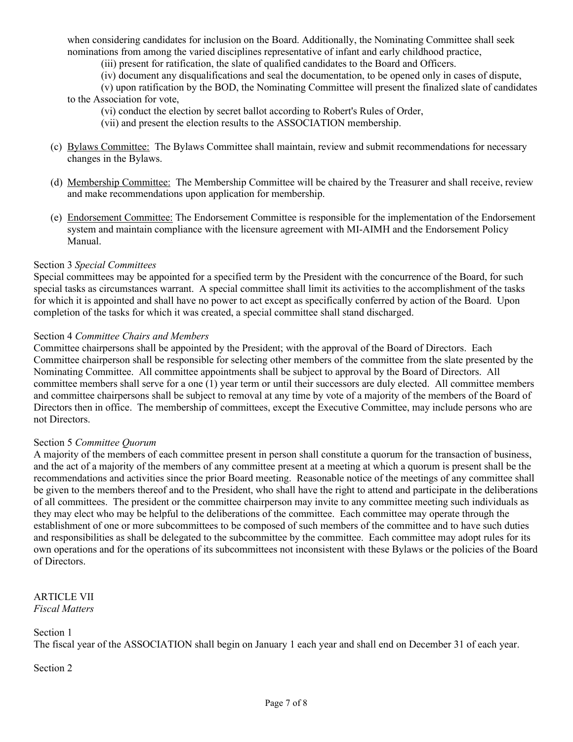when considering candidates for inclusion on the Board. Additionally, the Nominating Committee shall seek nominations from among the varied disciplines representative of infant and early childhood practice,

(iii) present for ratification, the slate of qualified candidates to the Board and Officers.

(iv) document any disqualifications and seal the documentation, to be opened only in cases of dispute,

(v) upon ratification by the BOD, the Nominating Committee will present the finalized slate of candidates to the Association for vote,

(vi) conduct the election by secret ballot according to Robert's Rules of Order,

(vii) and present the election results to the ASSOCIATION membership.

(c) <u>Bylaws Committee:</u> The Bylaws Committee shall maintain, review and submit recommendations for necessary changes in the Bylaws.

(d) <u>Membership Committee:</u> The Membership Committee will be chaired by the Treasurer and shall receive, review and make recommendations upon application for membership.

(e) <u>Endorsement Committee:</u> The Endorsement Committee is responsible for the implementation of the Endorsement system and maintain compliance with the licensure agreement with MI-AIMH and the Endorsement Policy Manual.

Section 3 *Special Committees*

Special committees may be appointed for a specified term by the President with the concurrence of the Board, for such special tasks as circumstances warrant. A special committee shall limit its activities to the accomplishment of the tasks for which it is appointed and shall have no power to act except as specifically conferred by action of the Board. Upon completion of the tasks for which it was created, a special committee shall stand discharged.

Section 4 *Committee Chairs and Members*

Committee chairpersons shall be appointed by the President; with the approval of the Board of Directors. Each Committee chairperson shall be responsible for selecting other members of the committee from the slate presented by the Nominating Committee. All committee appointments shall be subject to approval by the Board of Directors. All committee members shall serve for a one (1) year term or until their successors are duly elected. All committee members and committee chairpersons shall be subject to removal at any time by vote of a majority of the members of the Board of Directors then in office. The membership of committees, except the Executive Committee, may include persons who are not Directors.

Section 5 *Committee Quorum*

A majority of the members of each committee present in person shall constitute a quorum for the transaction of business, and the act of a majority of the members of any committee present at a meeting at which a quorum is present shall be the recommendations and activities since the prior Board meeting. Reasonable notice of the meetings of any committee shall be given to the members thereof and to the President, who shall have the right to attend and participate in the deliberations of all committees. The president or the committee chairperson may invite to any committee meeting such individuals as they may elect who may be helpful to the deliberations of the committee. Each committee may operate through the establishment of one or more subcommittees to be composed of such members of the committee and to have such duties and responsibilities as shall be delegated to the subcommittee by the committee. Each committee may adopt rules for its own operations and for the operations of its subcommittees not inconsistent with these Bylaws or the policies of the Board of Directors.

ARTICLE VII
*Fiscal Matters*

Section 1

The fiscal year of the ASSOCIATION shall begin on January 1 each year and shall end on December 31 of each year.

Section 2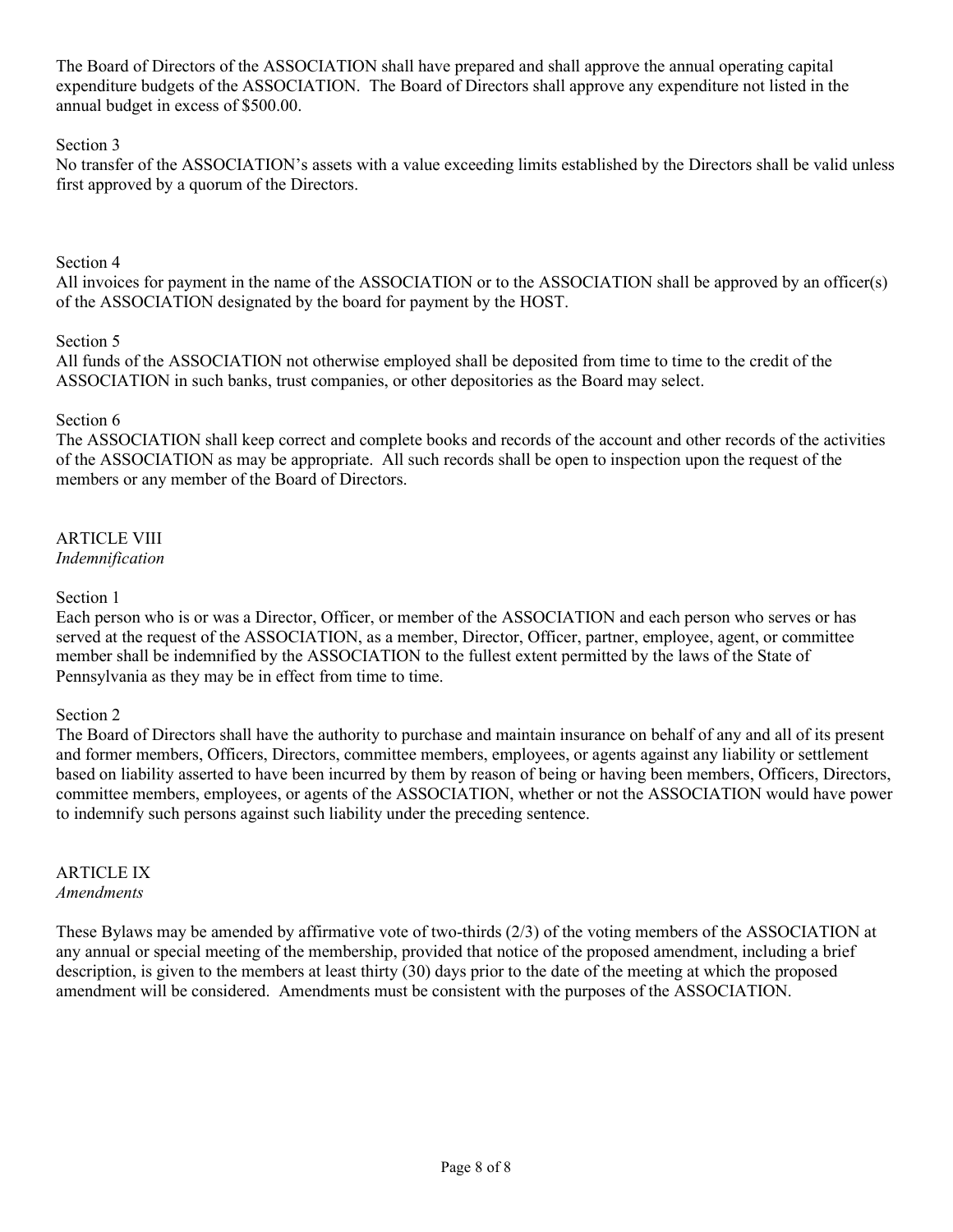The Board of Directors of the ASSOCIATION shall have prepared and shall approve the annual operating capital expenditure budgets of the ASSOCIATION. The Board of Directors shall approve any expenditure not listed in the annual budget in excess of $500.00.

Section 3

No transfer of the ASSOCIATION's assets with a value exceeding limits established by the Directors shall be valid unless first approved by a quorum of the Directors.

Section 4

All invoices for payment in the name of the ASSOCIATION or to the ASSOCIATION shall be approved by an officer(s) of the ASSOCIATION designated by the board for payment by the HOST.

Section 5

All funds of the ASSOCIATION not otherwise employed shall be deposited from time to time to the credit of the ASSOCIATION in such banks, trust companies, or other depositories as the Board may select.

Section 6

The ASSOCIATION shall keep correct and complete books and records of the account and other records of the activities of the ASSOCIATION as may be appropriate. All such records shall be open to inspection upon the request of the members or any member of the Board of Directors.

## ARTICLE VIII
*Indemnification*

Section 1

Each person who is or was a Director, Officer, or member of the ASSOCIATION and each person who serves or has served at the request of the ASSOCIATION, as a member, Director, Officer, partner, employee, agent, or committee member shall be indemnified by the ASSOCIATION to the fullest extent permitted by the laws of the State of Pennsylvania as they may be in effect from time to time.

Section 2

The Board of Directors shall have the authority to purchase and maintain insurance on behalf of any and all of its present and former members, Officers, Directors, committee members, employees, or agents against any liability or settlement based on liability asserted to have been incurred by them by reason of being or having been members, Officers, Directors, committee members, employees, or agents of the ASSOCIATION, whether or not the ASSOCIATION would have power to indemnify such persons against such liability under the preceding sentence.

## ARTICLE IX
*Amendments*

These Bylaws may be amended by affirmative vote of two-thirds (2/3) of the voting members of the ASSOCIATION at any annual or special meeting of the membership, provided that notice of the proposed amendment, including a brief description, is given to the members at least thirty (30) days prior to the date of the meeting at which the proposed amendment will be considered. Amendments must be consistent with the purposes of the ASSOCIATION.